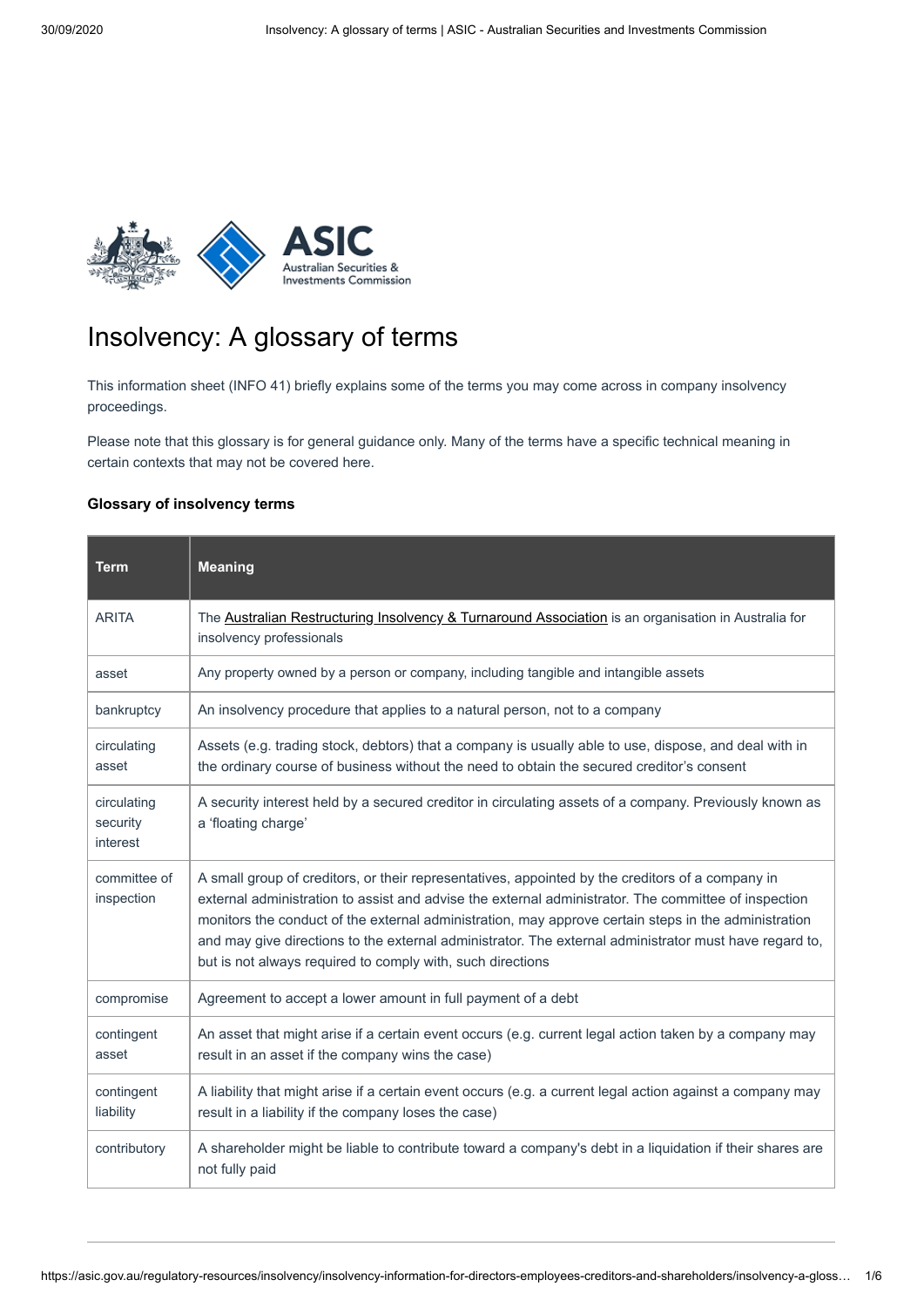# Insolvency: A glossary of terms

This information sheet (INFO 41) briefly explains some of the terms you may come across in company insolvency proceedings.

Please note that this glossary is for general guidance only. Many of the terms have a specific technical meaning in certain contexts that may not be covered here.

### Glossary of insolvency terms

| Term | Meaning |
| --- | --- |
| ARITA | The Australian Restructuring Insolvency & Turnaround Association is an organisation in Australia for insolvency professionals |
| asset | Any property owned by a person or company, including tangible and intangible assets |
| bankruptcy | An insolvency procedure that applies to a natural person, not to a company |
| circulating asset | Assets (e.g. trading stock, debtors) that a company is usually able to use, dispose, and deal with in the ordinary course of business without the need to obtain the secured creditor's consent |
| circulating security interest | A security interest held by a secured creditor in circulating assets of a company. Previously known as a 'floating charge' |
| committee of inspection | A small group of creditors, or their representatives, appointed by the creditors of a company in external administration to assist and advise the external administrator. The committee of inspection monitors the conduct of the external administration, may approve certain steps in the administration and may give directions to the external administrator. The external administrator must have regard to, but is not always required to comply with, such directions |
| compromise | Agreement to accept a lower amount in full payment of a debt |
| contingent asset | An asset that might arise if a certain event occurs (e.g. current legal action taken by a company may result in an asset if the company wins the case) |
| contingent liability | A liability that might arise if a certain event occurs (e.g. a current legal action against a company may result in a liability if the company loses the case) |
| contributory | A shareholder might be liable to contribute toward a company's debt in a liquidation if their shares are not fully paid |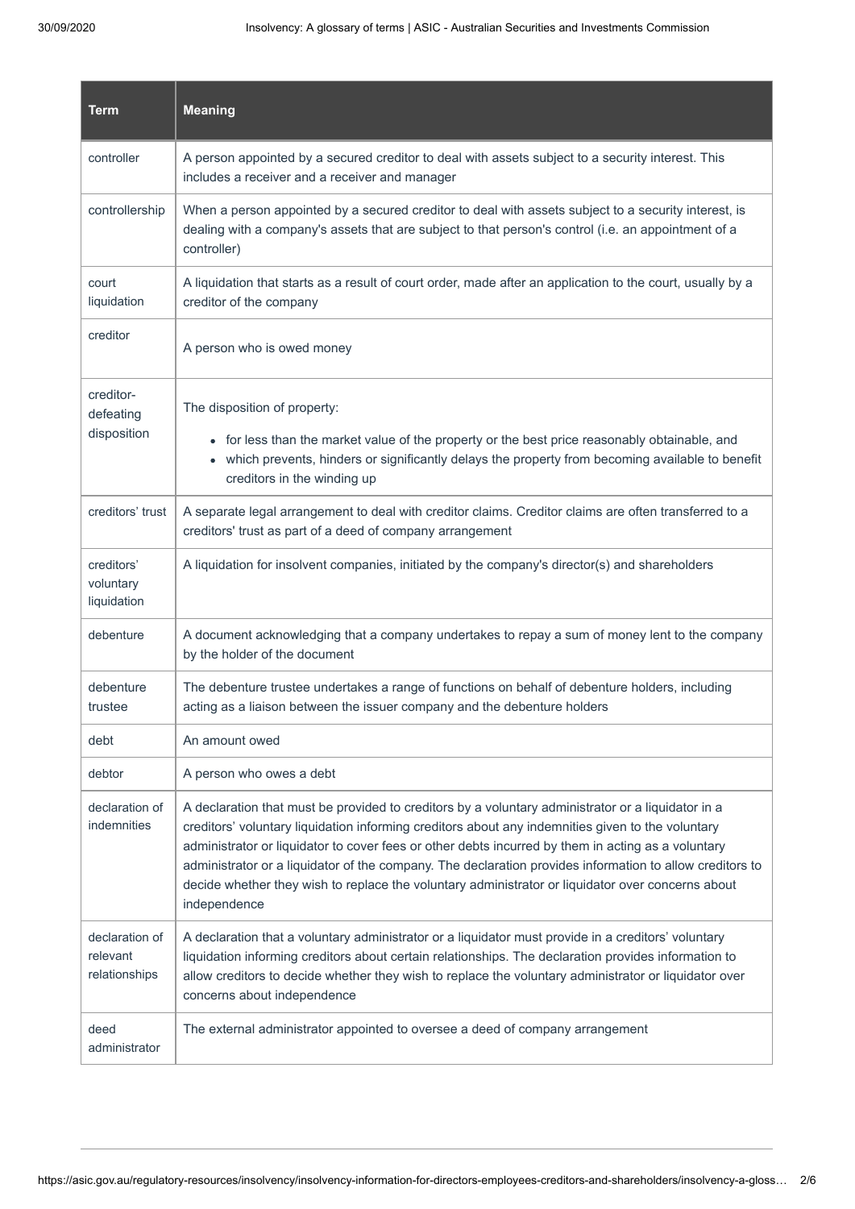| Term | Meaning |
| --- | --- |
| controller | A person appointed by a secured creditor to deal with assets subject to a security interest. This includes a receiver and a receiver and manager |
| controllership | When a person appointed by a secured creditor to deal with assets subject to a security interest, is dealing with a company's assets that are subject to that person's control (i.e. an appointment of a controller) |
| court liquidation | A liquidation that starts as a result of court order, made after an application to the court, usually by a creditor of the company |
| creditor | A person who is owed money |
| creditor-defeating disposition | The disposition of property:<br>• for less than the market value of the property or the best price reasonably obtainable, and<br>• which prevents, hinders or significantly delays the property from becoming available to benefit creditors in the winding up |
| creditors' trust | A separate legal arrangement to deal with creditor claims. Creditor claims are often transferred to a creditors' trust as part of a deed of company arrangement |
| creditors' voluntary liquidation | A liquidation for insolvent companies, initiated by the company's director(s) and shareholders |
| debenture | A document acknowledging that a company undertakes to repay a sum of money lent to the company by the holder of the document |
| debenture trustee | The debenture trustee undertakes a range of functions on behalf of debenture holders, including acting as a liaison between the issuer company and the debenture holders |
| debt | An amount owed |
| debtor | A person who owes a debt |
| declaration of indemnities | A declaration that must be provided to creditors by a voluntary administrator or a liquidator in a creditors' voluntary liquidation informing creditors about any indemnities given to the voluntary administrator or liquidator to cover fees or other debts incurred by them in acting as a voluntary administrator or a liquidator of the company. The declaration provides information to allow creditors to decide whether they wish to replace the voluntary administrator or liquidator over concerns about independence |
| declaration of relevant relationships | A declaration that a voluntary administrator or a liquidator must provide in a creditors' voluntary liquidation informing creditors about certain relationships. The declaration provides information to allow creditors to decide whether they wish to replace the voluntary administrator or liquidator over concerns about independence |
| deed administrator | The external administrator appointed to oversee a deed of company arrangement |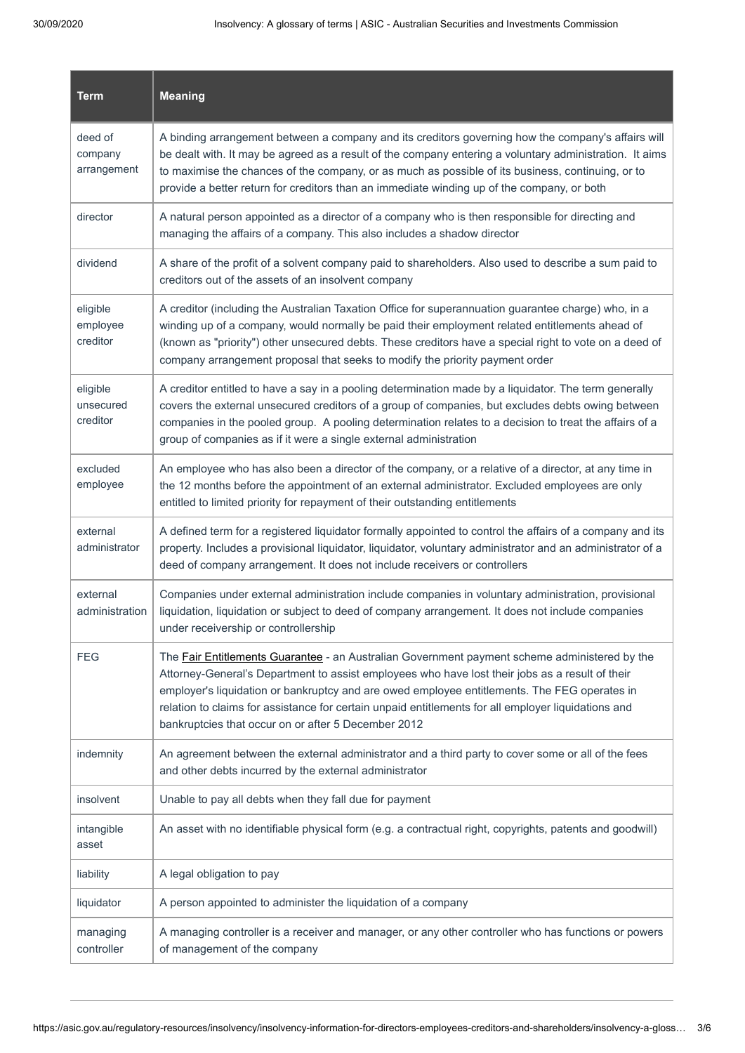| Term | Meaning |
| --- | --- |
| deed of company arrangement | A binding arrangement between a company and its creditors governing how the company's affairs will be dealt with. It may be agreed as a result of the company entering a voluntary administration. It aims to maximise the chances of the company, or as much as possible of its business, continuing, or to provide a better return for creditors than an immediate winding up of the company, or both |
| director | A natural person appointed as a director of a company who is then responsible for directing and managing the affairs of a company. This also includes a shadow director |
| dividend | A share of the profit of a solvent company paid to shareholders. Also used to describe a sum paid to creditors out of the assets of an insolvent company |
| eligible employee creditor | A creditor (including the Australian Taxation Office for superannuation guarantee charge) who, in a winding up of a company, would normally be paid their employment related entitlements ahead of (known as "priority") other unsecured debts. These creditors have a special right to vote on a deed of company arrangement proposal that seeks to modify the priority payment order |
| eligible unsecured creditor | A creditor entitled to have a say in a pooling determination made by a liquidator. The term generally covers the external unsecured creditors of a group of companies, but excludes debts owing between companies in the pooled group. A pooling determination relates to a decision to treat the affairs of a group of companies as if it were a single external administration |
| excluded employee | An employee who has also been a director of the company, or a relative of a director, at any time in the 12 months before the appointment of an external administrator. Excluded employees are only entitled to limited priority for repayment of their outstanding entitlements |
| external administrator | A defined term for a registered liquidator formally appointed to control the affairs of a company and its property. Includes a provisional liquidator, liquidator, voluntary administrator and an administrator of a deed of company arrangement. It does not include receivers or controllers |
| external administration | Companies under external administration include companies in voluntary administration, provisional liquidation, liquidation or subject to deed of company arrangement. It does not include companies under receivership or controllership |
| FEG | The Fair Entitlements Guarantee - an Australian Government payment scheme administered by the Attorney-General's Department to assist employees who have lost their jobs as a result of their employer's liquidation or bankruptcy and are owed employee entitlements. The FEG operates in relation to claims for assistance for certain unpaid entitlements for all employer liquidations and bankruptcies that occur on or after 5 December 2012 |
| indemnity | An agreement between the external administrator and a third party to cover some or all of the fees and other debts incurred by the external administrator |
| insolvent | Unable to pay all debts when they fall due for payment |
| intangible asset | An asset with no identifiable physical form (e.g. a contractual right, copyrights, patents and goodwill) |
| liability | A legal obligation to pay |
| liquidator | A person appointed to administer the liquidation of a company |
| managing controller | A managing controller is a receiver and manager, or any other controller who has functions or powers of management of the company |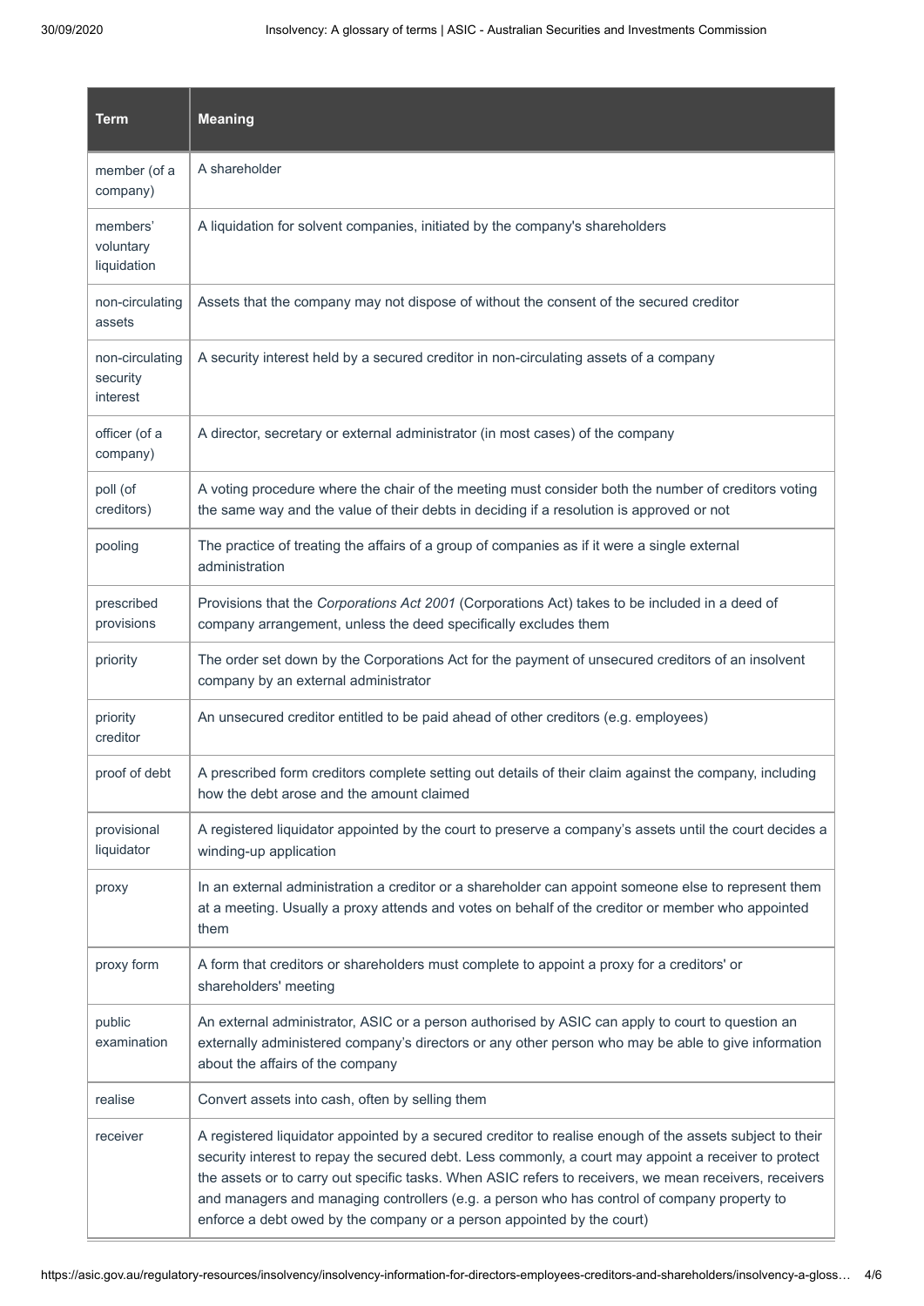| Term | Meaning |
| --- | --- |
| member (of a company) | A shareholder |
| members' voluntary liquidation | A liquidation for solvent companies, initiated by the company's shareholders |
| non-circulating assets | Assets that the company may not dispose of without the consent of the secured creditor |
| non-circulating security interest | A security interest held by a secured creditor in non-circulating assets of a company |
| officer (of a company) | A director, secretary or external administrator (in most cases) of the company |
| poll (of creditors) | A voting procedure where the chair of the meeting must consider both the number of creditors voting the same way and the value of their debts in deciding if a resolution is approved or not |
| pooling | The practice of treating the affairs of a group of companies as if it were a single external administration |
| prescribed provisions | Provisions that the *Corporations Act 2001* (Corporations Act) takes to be included in a deed of company arrangement, unless the deed specifically excludes them |
| priority | The order set down by the Corporations Act for the payment of unsecured creditors of an insolvent company by an external administrator |
| priority creditor | An unsecured creditor entitled to be paid ahead of other creditors (e.g. employees) |
| proof of debt | A prescribed form creditors complete setting out details of their claim against the company, including how the debt arose and the amount claimed |
| provisional liquidator | A registered liquidator appointed by the court to preserve a company's assets until the court decides a winding-up application |
| proxy | In an external administration a creditor or a shareholder can appoint someone else to represent them at a meeting. Usually a proxy attends and votes on behalf of the creditor or member who appointed them |
| proxy form | A form that creditors or shareholders must complete to appoint a proxy for a creditors' or shareholders' meeting |
| public examination | An external administrator, ASIC or a person authorised by ASIC can apply to court to question an externally administered company's directors or any other person who may be able to give information about the affairs of the company |
| realise | Convert assets into cash, often by selling them |
| receiver | A registered liquidator appointed by a secured creditor to realise enough of the assets subject to their security interest to repay the secured debt. Less commonly, a court may appoint a receiver to protect the assets or to carry out specific tasks. When ASIC refers to receivers, we mean receivers, receivers and managers and managing controllers (e.g. a person who has control of company property to enforce a debt owed by the company or a person appointed by the court) |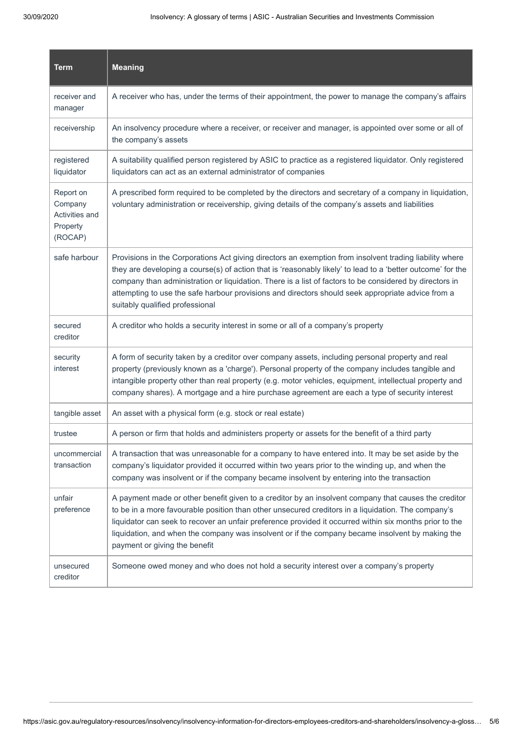| Term | Meaning |
| --- | --- |
| receiver and manager | A receiver who has, under the terms of their appointment, the power to manage the company's affairs |
| receivership | An insolvency procedure where a receiver, or receiver and manager, is appointed over some or all of the company's assets |
| registered liquidator | A suitability qualified person registered by ASIC to practice as a registered liquidator. Only registered liquidators can act as an external administrator of companies |
| Report on Company Activities and Property (ROCAP) | A prescribed form required to be completed by the directors and secretary of a company in liquidation, voluntary administration or receivership, giving details of the company's assets and liabilities |
| safe harbour | Provisions in the Corporations Act giving directors an exemption from insolvent trading liability where they are developing a course(s) of action that is 'reasonably likely' to lead to a 'better outcome' for the company than administration or liquidation. There is a list of factors to be considered by directors in attempting to use the safe harbour provisions and directors should seek appropriate advice from a suitably qualified professional |
| secured creditor | A creditor who holds a security interest in some or all of a company's property |
| security interest | A form of security taken by a creditor over company assets, including personal property and real property (previously known as a 'charge'). Personal property of the company includes tangible and intangible property other than real property (e.g. motor vehicles, equipment, intellectual property and company shares). A mortgage and a hire purchase agreement are each a type of security interest |
| tangible asset | An asset with a physical form (e.g. stock or real estate) |
| trustee | A person or firm that holds and administers property or assets for the benefit of a third party |
| uncommercial transaction | A transaction that was unreasonable for a company to have entered into. It may be set aside by the company's liquidator provided it occurred within two years prior to the winding up, and when the company was insolvent or if the company became insolvent by entering into the transaction |
| unfair preference | A payment made or other benefit given to a creditor by an insolvent company that causes the creditor to be in a more favourable position than other unsecured creditors in a liquidation. The company's liquidator can seek to recover an unfair preference provided it occurred within six months prior to the liquidation, and when the company was insolvent or if the company became insolvent by making the payment or giving the benefit |
| unsecured creditor | Someone owed money and who does not hold a security interest over a company's property |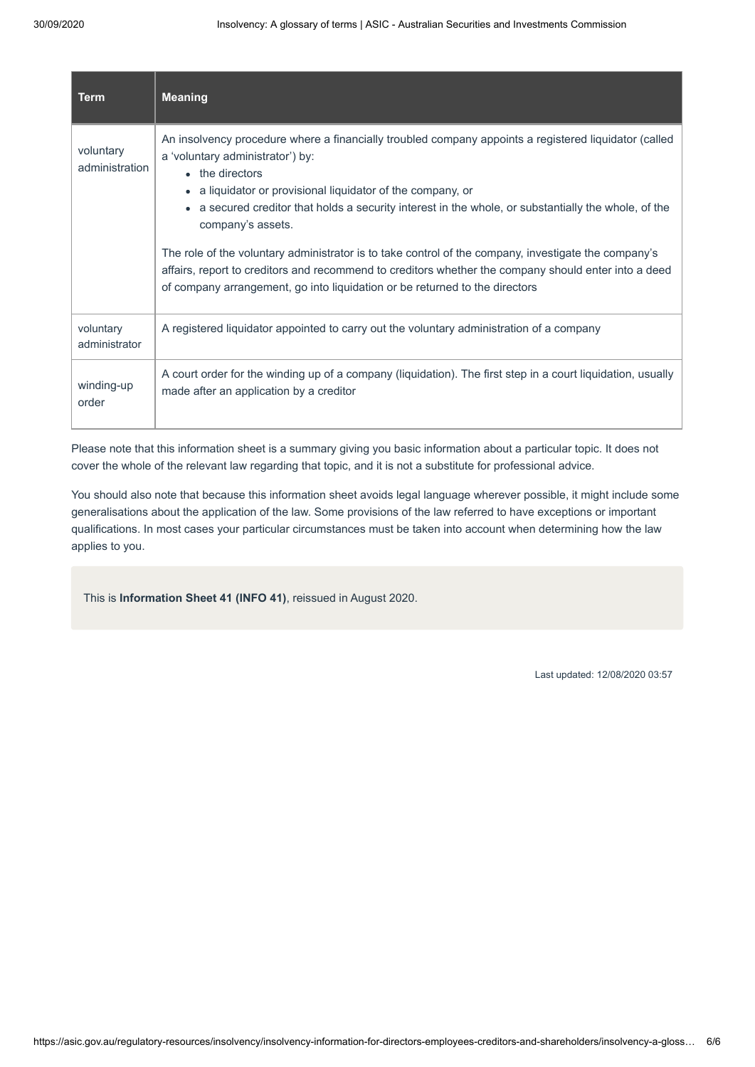| Term | Meaning |
| --- | --- |
| voluntary administration | An insolvency procedure where a financially troubled company appoints a registered liquidator (called a 'voluntary administrator') by:<br>• the directors<br>• a liquidator or provisional liquidator of the company, or<br>• a secured creditor that holds a security interest in the whole, or substantially the whole, of the company's assets.<br><br>The role of the voluntary administrator is to take control of the company, investigate the company's affairs, report to creditors and recommend to creditors whether the company should enter into a deed of company arrangement, go into liquidation or be returned to the directors |
| voluntary administrator | A registered liquidator appointed to carry out the voluntary administration of a company |
| winding-up order | A court order for the winding up of a company (liquidation). The first step in a court liquidation, usually made after an application by a creditor |

Please note that this information sheet is a summary giving you basic information about a particular topic. It does not cover the whole of the relevant law regarding that topic, and it is not a substitute for professional advice.

You should also note that because this information sheet avoids legal language wherever possible, it might include some generalisations about the application of the law. Some provisions of the law referred to have exceptions or important qualifications. In most cases your particular circumstances must be taken into account when determining how the law applies to you.

This is **Information Sheet 41 (INFO 41)**, reissued in August 2020.

Last updated: 12/08/2020 03:57